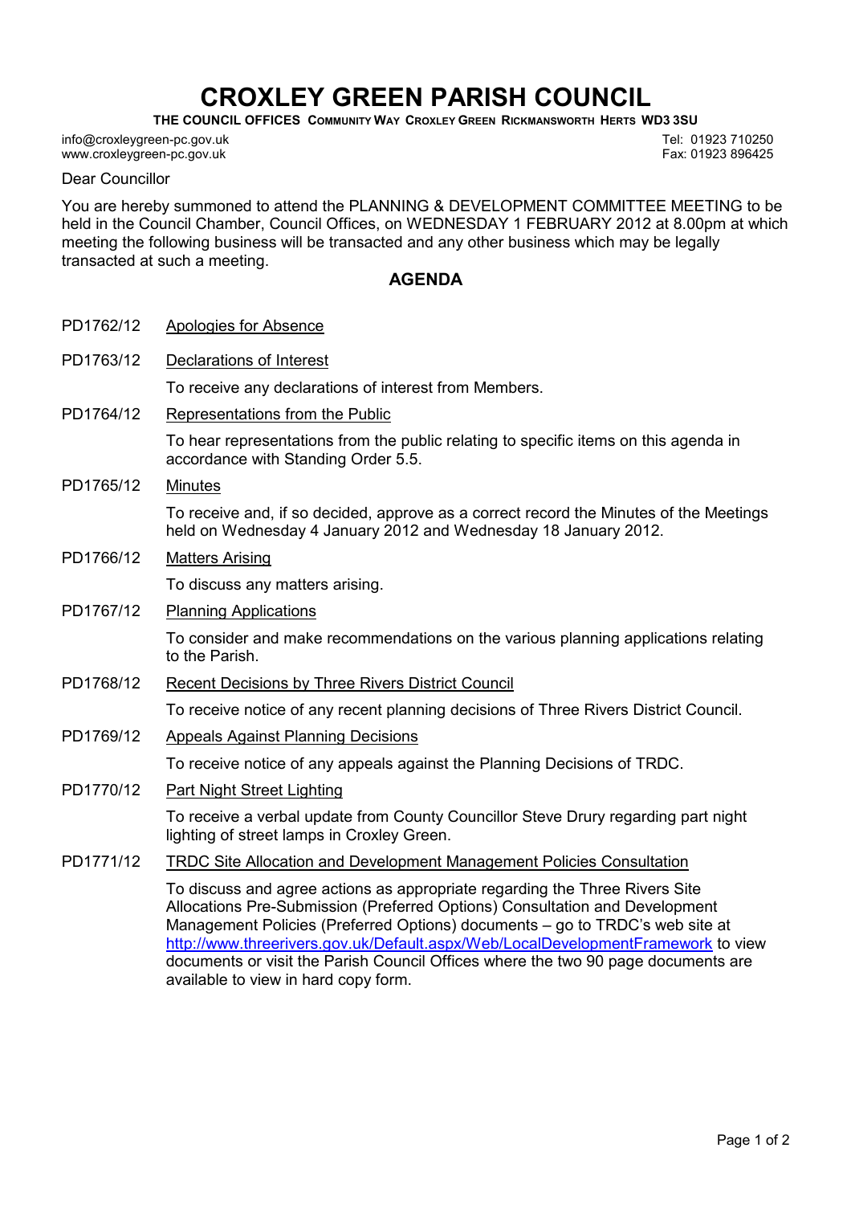# CROXLEY GREEN PARISH COUNCIL

**THE COUNCIL OFFICES COMMUNITY WAY CROXLEY GREEN RICKMANSWORTH HERTS WD3 3SU**

info@croxleygreen-pc.gov.uk
www.croxleygreen-pc.gov.uk

Tel: 01923 710250
Fax: 01923 896425

Dear Councillor

You are hereby summoned to attend the PLANNING & DEVELOPMENT COMMITTEE MEETING to be held in the Council Chamber, Council Offices, on WEDNESDAY 1 FEBRUARY 2012 at 8.00pm at which meeting the following business will be transacted and any other business which may be legally transacted at such a meeting.

## AGENDA

**PD1762/12** Apologies for Absence

**PD1763/12** Declarations of Interest

To receive any declarations of interest from Members.

**PD1764/12** Representations from the Public

To hear representations from the public relating to specific items on this agenda in accordance with Standing Order 5.5.

**PD1765/12** Minutes

To receive and, if so decided, approve as a correct record the Minutes of the Meetings held on Wednesday 4 January 2012 and Wednesday 18 January 2012.

**PD1766/12** Matters Arising

To discuss any matters arising.

**PD1767/12** Planning Applications

To consider and make recommendations on the various planning applications relating to the Parish.

**PD1768/12** Recent Decisions by Three Rivers District Council

To receive notice of any recent planning decisions of Three Rivers District Council.

**PD1769/12** Appeals Against Planning Decisions

To receive notice of any appeals against the Planning Decisions of TRDC.

**PD1770/12** Part Night Street Lighting

To receive a verbal update from County Councillor Steve Drury regarding part night lighting of street lamps in Croxley Green.

**PD1771/12** TRDC Site Allocation and Development Management Policies Consultation

To discuss and agree actions as appropriate regarding the Three Rivers Site Allocations Pre-Submission (Preferred Options) Consultation and Development Management Policies (Preferred Options) documents – go to TRDC's web site at http://www.threerivers.gov.uk/Default.aspx/Web/LocalDevelopmentFramework to view documents or visit the Parish Council Offices where the two 90 page documents are available to view in hard copy form.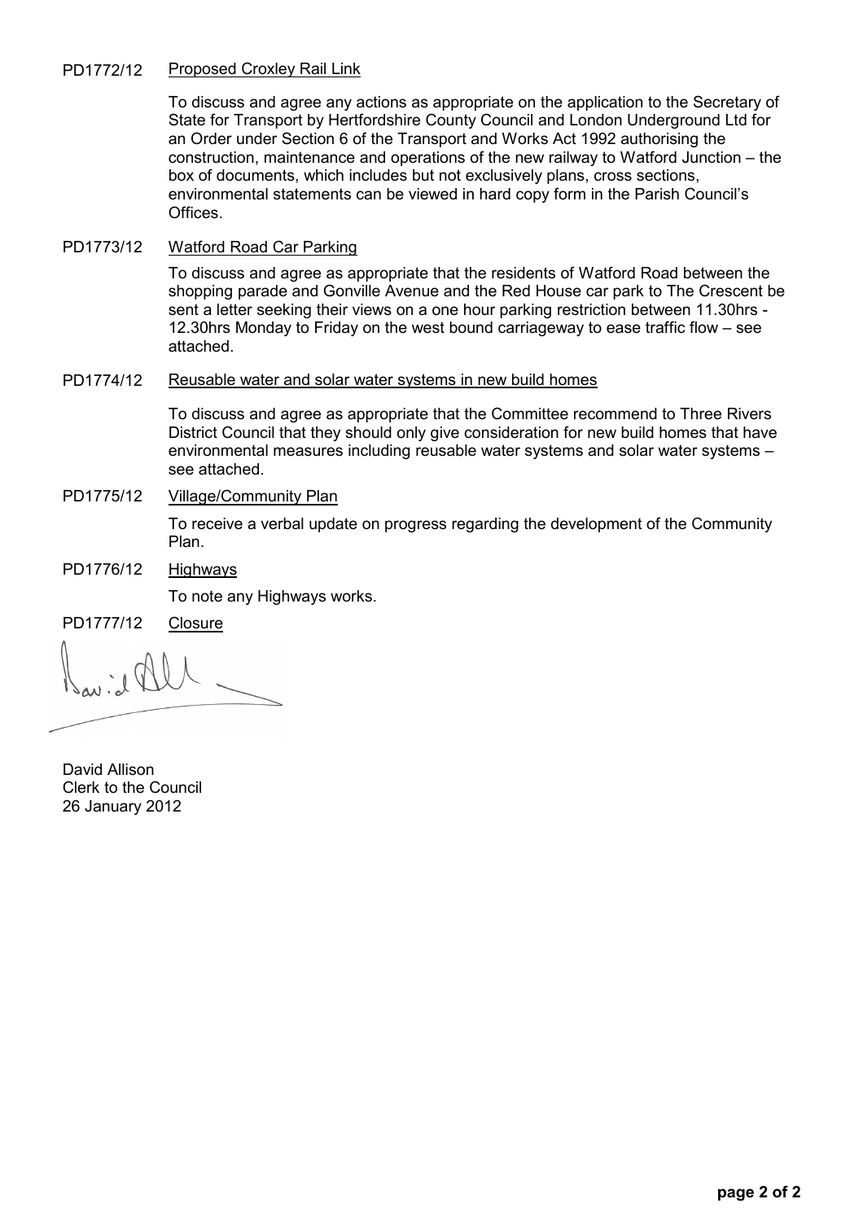**PD1772/12 Proposed Croxley Rail Link**

To discuss and agree any actions as appropriate on the application to the Secretary of State for Transport by Hertfordshire County Council and London Underground Ltd for an Order under Section 6 of the Transport and Works Act 1992 authorising the construction, maintenance and operations of the new railway to Watford Junction – the box of documents, which includes but not exclusively plans, cross sections, environmental statements can be viewed in hard copy form in the Parish Council's Offices.

**PD1773/12 Watford Road Car Parking**

To discuss and agree as appropriate that the residents of Watford Road between the shopping parade and Gonville Avenue and the Red House car park to The Crescent be sent a letter seeking their views on a one hour parking restriction between 11.30hrs - 12.30hrs Monday to Friday on the west bound carriageway to ease traffic flow – see attached.

**PD1774/12 Reusable water and solar water systems in new build homes**

To discuss and agree as appropriate that the Committee recommend to Three Rivers District Council that they should only give consideration for new build homes that have environmental measures including reusable water systems and solar water systems – see attached.

**PD1775/12 Village/Community Plan**

To receive a verbal update on progress regarding the development of the Community Plan.

**PD1776/12 Highways**

To note any Highways works.

**PD1777/12 Closure**

David Allison
Clerk to the Council
26 January 2012